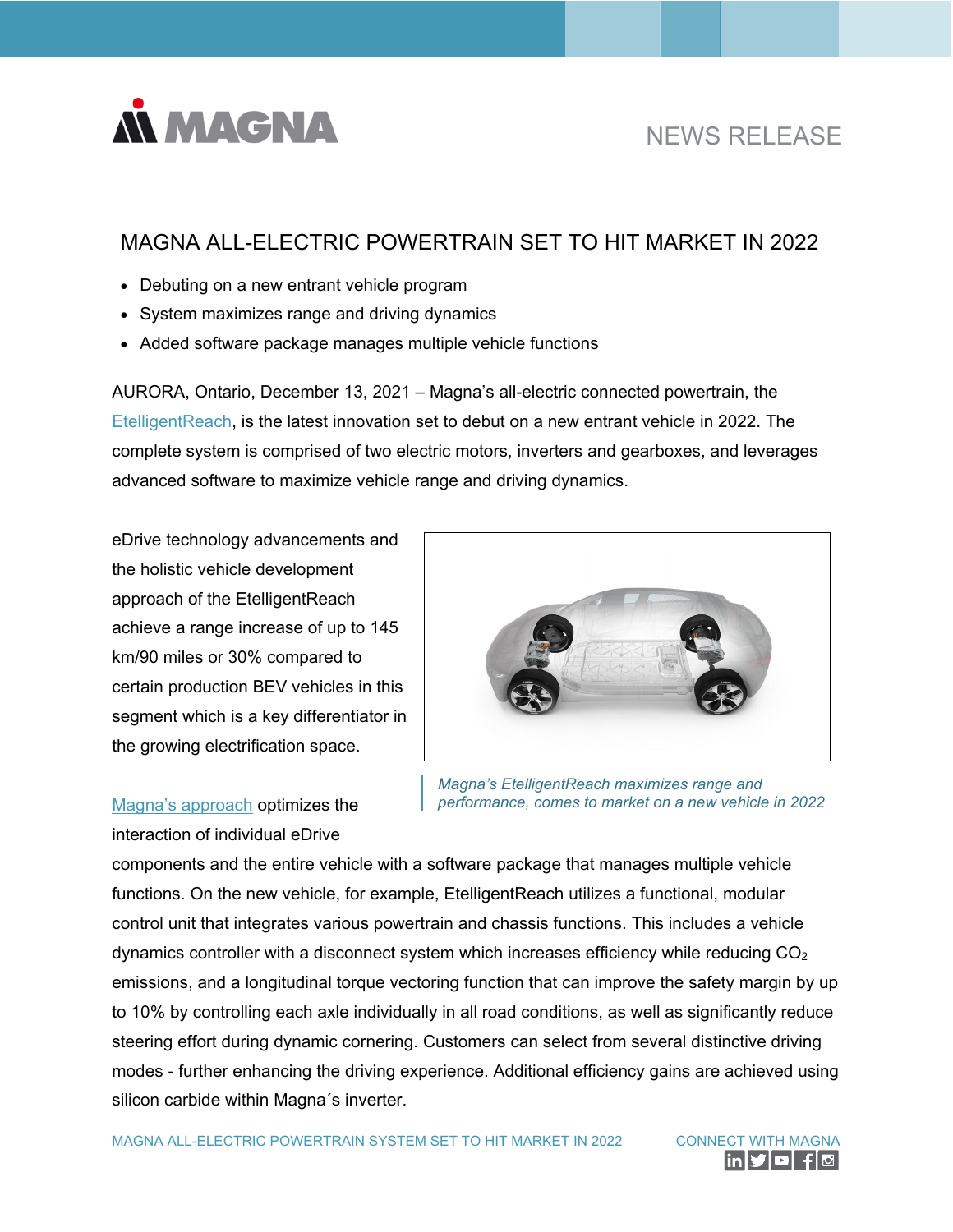NEWS RELEASE

# MAGNA ALL-ELECTRIC POWERTRAIN SET TO HIT MARKET IN 2022

- Debuting on a new entrant vehicle program
- System maximizes range and driving dynamics
- Added software package manages multiple vehicle functions

AURORA, Ontario, December 13, 2021 – Magna's all-electric connected powertrain, the EtelligentReach, is the latest innovation set to debut on a new entrant vehicle in 2022. The complete system is comprised of two electric motors, inverters and gearboxes, and leverages advanced software to maximize vehicle range and driving dynamics.

eDrive technology advancements and the holistic vehicle development approach of the EtelligentReach achieve a range increase of up to 145 km/90 miles or 30% compared to certain production BEV vehicles in this segment which is a key differentiator in the growing electrification space.

*Magna's EtelligentReach maximizes range and performance, comes to market on a new vehicle in 2022*

Magna's approach optimizes the interaction of individual eDrive components and the entire vehicle with a software package that manages multiple vehicle functions. On the new vehicle, for example, EtelligentReach utilizes a functional, modular control unit that integrates various powertrain and chassis functions. This includes a vehicle dynamics controller with a disconnect system which increases efficiency while reducing $CO_2$ emissions, and a longitudinal torque vectoring function that can improve the safety margin by up to 10% by controlling each axle individually in all road conditions, as well as significantly reduce steering effort during dynamic cornering. Customers can select from several distinctive driving modes - further enhancing the driving experience. Additional efficiency gains are achieved using silicon carbide within Magna´s inverter.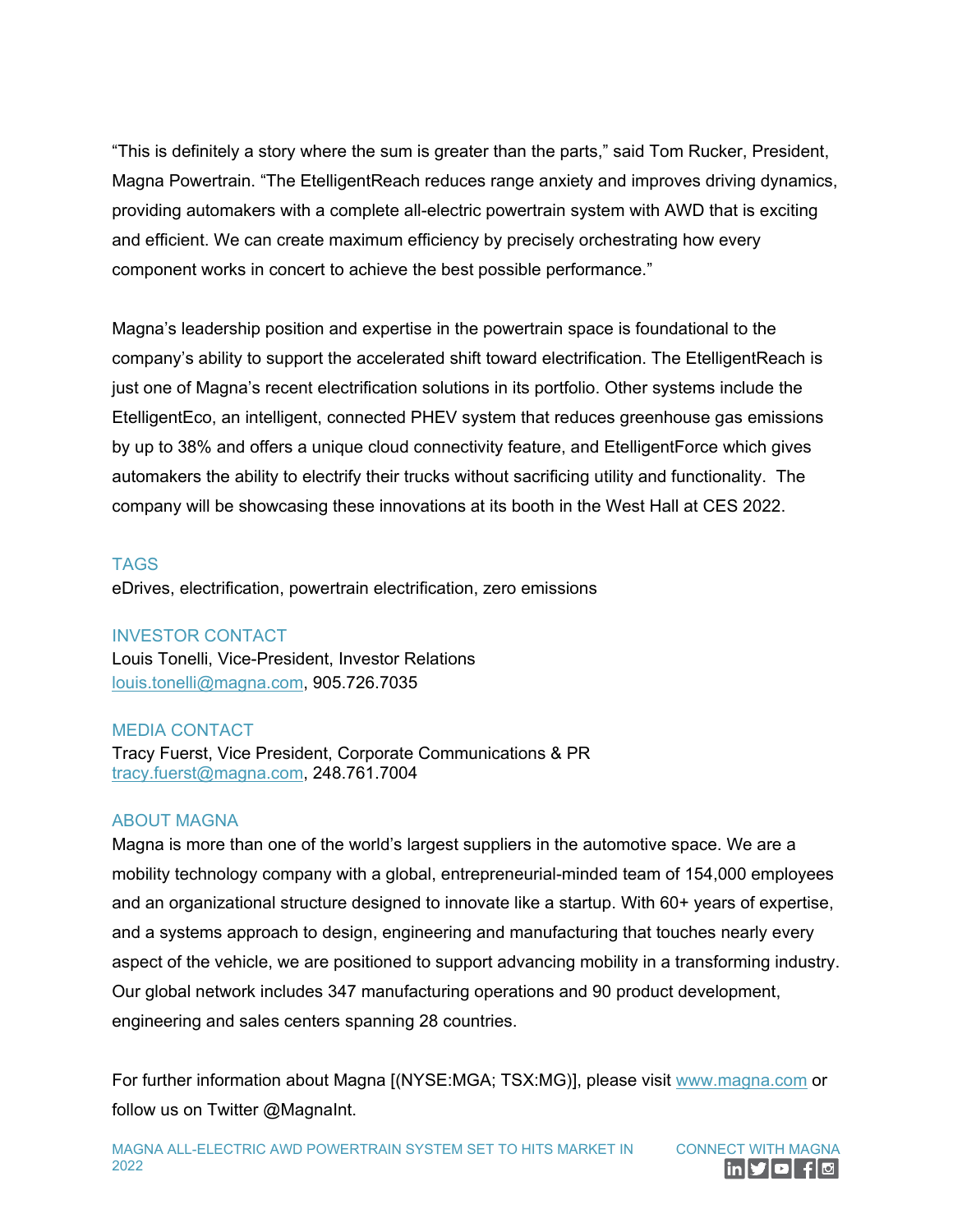"This is definitely a story where the sum is greater than the parts," said Tom Rucker, President, Magna Powertrain. "The EtelligentReach reduces range anxiety and improves driving dynamics, providing automakers with a complete all-electric powertrain system with AWD that is exciting and efficient. We can create maximum efficiency by precisely orchestrating how every component works in concert to achieve the best possible performance."

Magna's leadership position and expertise in the powertrain space is foundational to the company's ability to support the accelerated shift toward electrification. The EtelligentReach is just one of Magna's recent electrification solutions in its portfolio. Other systems include the EtelligentEco, an intelligent, connected PHEV system that reduces greenhouse gas emissions by up to 38% and offers a unique cloud connectivity feature, and EtelligentForce which gives automakers the ability to electrify their trucks without sacrificing utility and functionality. The company will be showcasing these innovations at its booth in the West Hall at CES 2022.

## TAGS

eDrives, electrification, powertrain electrification, zero emissions

## INVESTOR CONTACT

Louis Tonelli, Vice-President, Investor Relations
louis.tonelli@magna.com, 905.726.7035

## MEDIA CONTACT

Tracy Fuerst, Vice President, Corporate Communications & PR
tracy.fuerst@magna.com, 248.761.7004

## ABOUT MAGNA

Magna is more than one of the world's largest suppliers in the automotive space. We are a mobility technology company with a global, entrepreneurial-minded team of 154,000 employees and an organizational structure designed to innovate like a startup. With 60+ years of expertise, and a systems approach to design, engineering and manufacturing that touches nearly every aspect of the vehicle, we are positioned to support advancing mobility in a transforming industry. Our global network includes 347 manufacturing operations and 90 product development, engineering and sales centers spanning 28 countries.

For further information about Magna [(NYSE:MGA; TSX:MG)], please visit www.magna.com or follow us on Twitter @MagnaInt.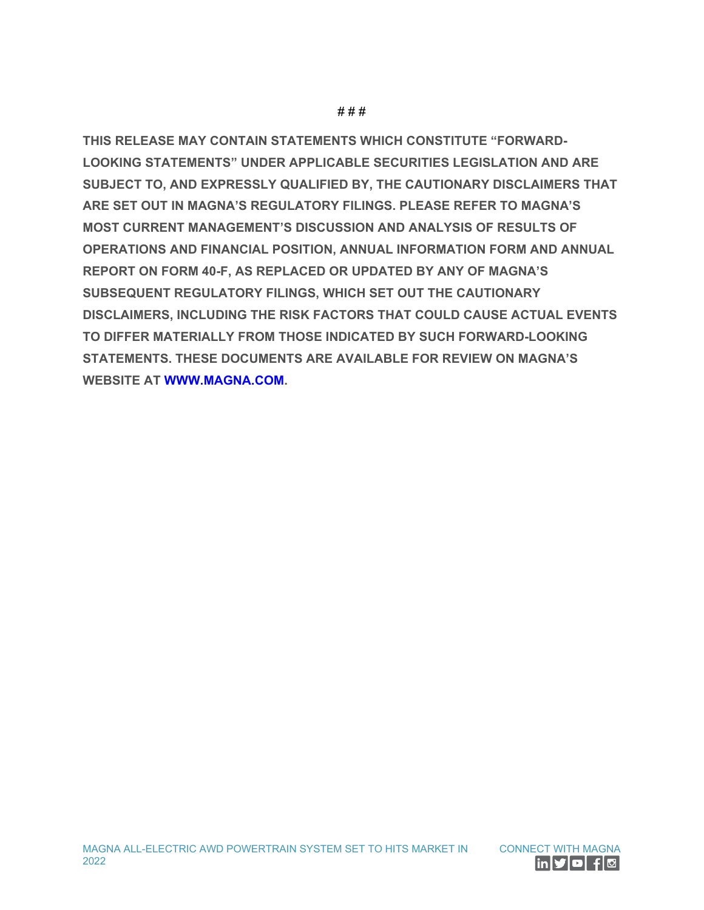# # #

**THIS RELEASE MAY CONTAIN STATEMENTS WHICH CONSTITUTE "FORWARD-LOOKING STATEMENTS" UNDER APPLICABLE SECURITIES LEGISLATION AND ARE SUBJECT TO, AND EXPRESSLY QUALIFIED BY, THE CAUTIONARY DISCLAIMERS THAT ARE SET OUT IN MAGNA'S REGULATORY FILINGS. PLEASE REFER TO MAGNA'S MOST CURRENT MANAGEMENT'S DISCUSSION AND ANALYSIS OF RESULTS OF OPERATIONS AND FINANCIAL POSITION, ANNUAL INFORMATION FORM AND ANNUAL REPORT ON FORM 40-F, AS REPLACED OR UPDATED BY ANY OF MAGNA'S SUBSEQUENT REGULATORY FILINGS, WHICH SET OUT THE CAUTIONARY DISCLAIMERS, INCLUDING THE RISK FACTORS THAT COULD CAUSE ACTUAL EVENTS TO DIFFER MATERIALLY FROM THOSE INDICATED BY SUCH FORWARD-LOOKING STATEMENTS. THESE DOCUMENTS ARE AVAILABLE FOR REVIEW ON MAGNA'S WEBSITE AT [WWW.MAGNA.COM](http://www.magna.com).**